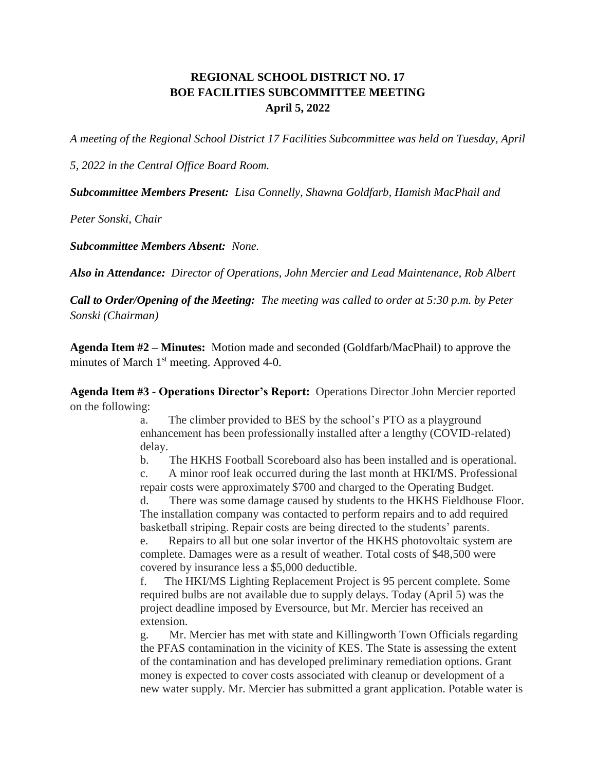# REGIONAL SCHOOL DISTRICT NO. 17
## BOE FACILITIES SUBCOMMITTEE MEETING
### April 5, 2022

*A meeting of the Regional School District 17 Facilities Subcommittee was held on Tuesday, April 5, 2022 in the Central Office Board Room.*

***Subcommittee Members Present:*** *Lisa Connelly, Shawna Goldfarb, Hamish MacPhail and Peter Sonski, Chair*

***Subcommittee Members Absent:*** *None.*

***Also in Attendance:*** *Director of Operations, John Mercier and Lead Maintenance, Rob Albert*

***Call to Order/Opening of the Meeting:*** *The meeting was called to order at 5:30 p.m. by Peter Sonski (Chairman)*

**Agenda Item #2 – Minutes:** Motion made and seconded (Goldfarb/MacPhail) to approve the minutes of March 1st meeting. Approved 4-0.

**Agenda Item #3 - Operations Director's Report:** Operations Director John Mercier reported on the following:

a. The climber provided to BES by the school's PTO as a playground enhancement has been professionally installed after a lengthy (COVID-related) delay.

b. The HKHS Football Scoreboard also has been installed and is operational.

c. A minor roof leak occurred during the last month at HKI/MS. Professional repair costs were approximately $700 and charged to the Operating Budget.

d. There was some damage caused by students to the HKHS Fieldhouse Floor. The installation company was contacted to perform repairs and to add required basketball striping. Repair costs are being directed to the students' parents.

e. Repairs to all but one solar invertor of the HKHS photovoltaic system are complete. Damages were as a result of weather. Total costs of $48,500 were covered by insurance less a $5,000 deductible.

f. The HKI/MS Lighting Replacement Project is 95 percent complete. Some required bulbs are not available due to supply delays. Today (April 5) was the project deadline imposed by Eversource, but Mr. Mercier has received an extension.

g. Mr. Mercier has met with state and Killingworth Town Officials regarding the PFAS contamination in the vicinity of KES. The State is assessing the extent of the contamination and has developed preliminary remediation options. Grant money is expected to cover costs associated with cleanup or development of a new water supply. Mr. Mercier has submitted a grant application. Potable water is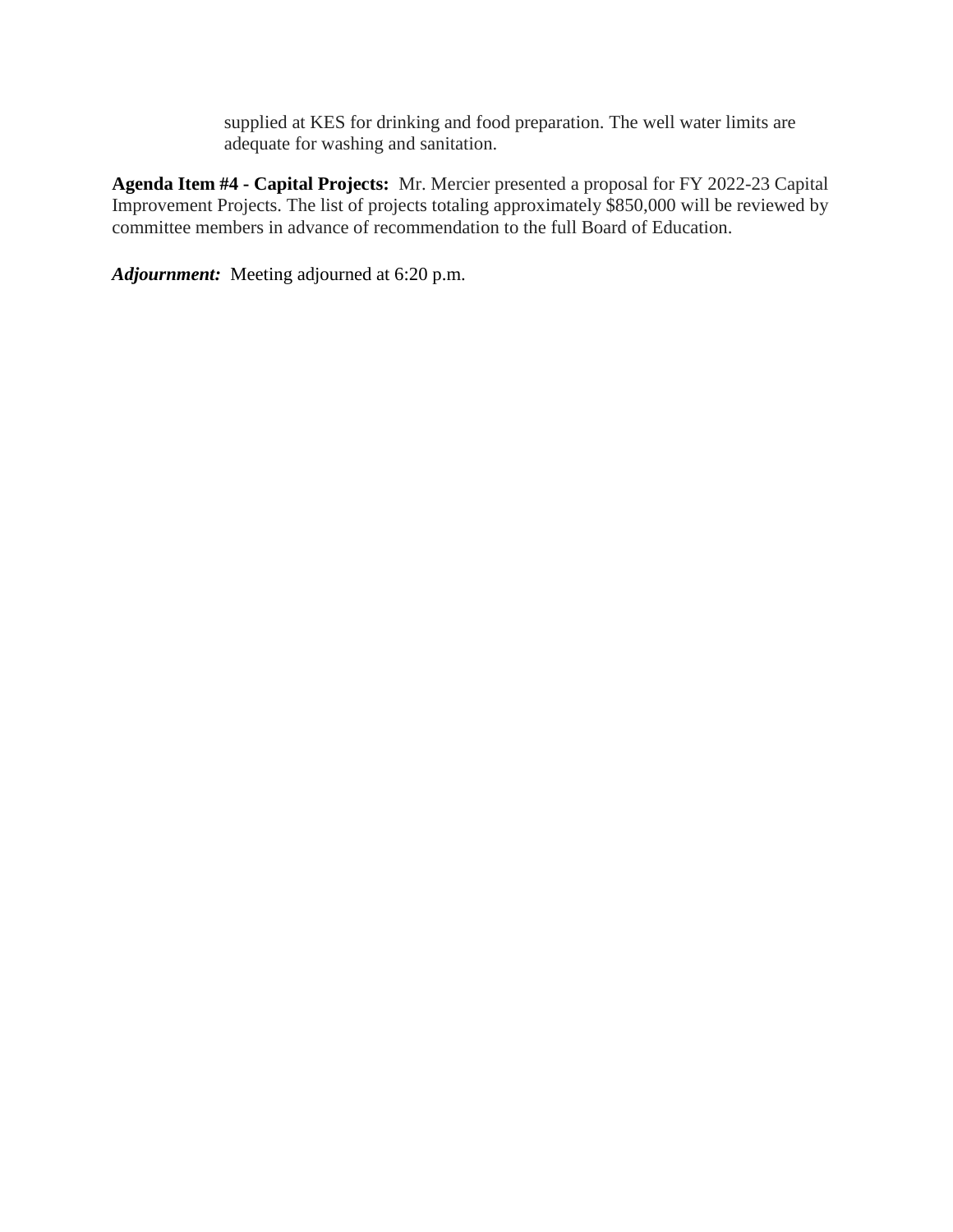supplied at KES for drinking and food preparation. The well water limits are adequate for washing and sanitation.

**Agenda Item #4 - Capital Projects:** Mr. Mercier presented a proposal for FY 2022-23 Capital Improvement Projects. The list of projects totaling approximately $850,000 will be reviewed by committee members in advance of recommendation to the full Board of Education.

***Adjournment:*** Meeting adjourned at 6:20 p.m.